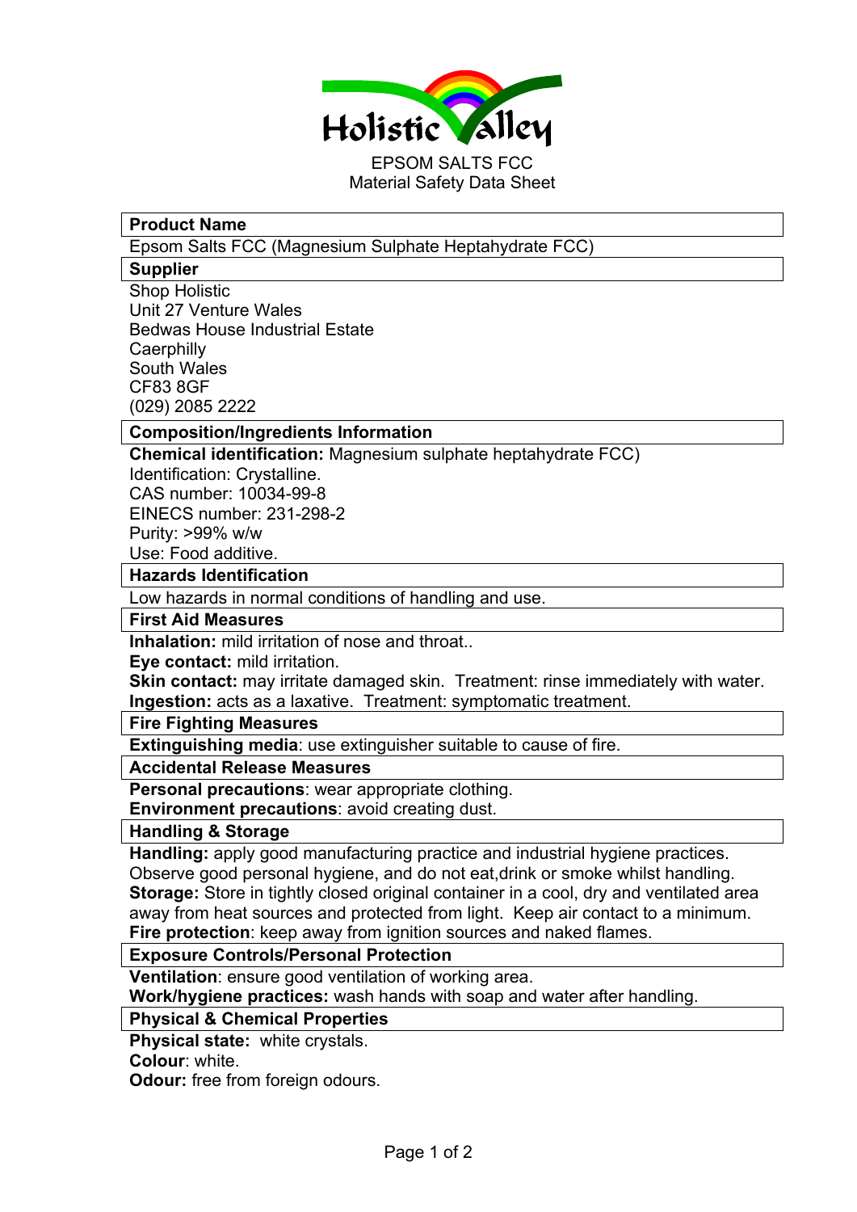Holistic Valley

EPSOM SALTS FCC
Material Safety Data Sheet

## Product Name

Epsom Salts FCC (Magnesium Sulphate Heptahydrate FCC)

## Supplier

Shop Holistic
Unit 27 Venture Wales
Bedwas House Industrial Estate
Caerphilly
South Wales
CF83 8GF
(029) 2085 2222

## Composition/Ingredients Information

**Chemical identification:** Magnesium sulphate heptahydrate FCC)
Identification: Crystalline.
CAS number: 10034-99-8
EINECS number: 231-298-2
Purity: >99% w/w
Use: Food additive.

## Hazards Identification

Low hazards in normal conditions of handling and use.

## First Aid Measures

**Inhalation:** mild irritation of nose and throat..
**Eye contact:** mild irritation.
**Skin contact:** may irritate damaged skin. Treatment: rinse immediately with water.
**Ingestion:** acts as a laxative. Treatment: symptomatic treatment.

## Fire Fighting Measures

**Extinguishing media**: use extinguisher suitable to cause of fire.

## Accidental Release Measures

**Personal precautions**: wear appropriate clothing.
**Environment precautions**: avoid creating dust.

## Handling & Storage

**Handling:** apply good manufacturing practice and industrial hygiene practices. Observe good personal hygiene, and do not eat,drink or smoke whilst handling.
**Storage:** Store in tightly closed original container in a cool, dry and ventilated area away from heat sources and protected from light. Keep air contact to a minimum.
**Fire protection**: keep away from ignition sources and naked flames.

## Exposure Controls/Personal Protection

**Ventilation**: ensure good ventilation of working area.
**Work/hygiene practices:** wash hands with soap and water after handling.

## Physical & Chemical Properties

**Physical state:** white crystals.
**Colour**: white.
**Odour:** free from foreign odours.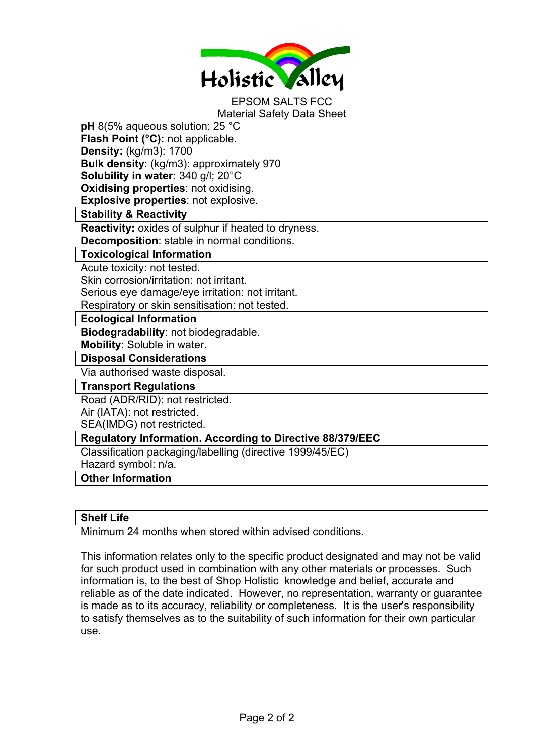Holistic Valley

EPSOM SALTS FCC
Material Safety Data Sheet

**pH** 8(5% aqueous solution: 25 °C
**Flash Point (°C):** not applicable.
**Density:** (kg/m3): 1700
**Bulk density**: (kg/m3): approximately 970
**Solubility in water:** 340 g/l; 20°C
**Oxidising properties**: not oxidising.
**Explosive properties**: not explosive.

## Stability & Reactivity

**Reactivity:** oxides of sulphur if heated to dryness.
**Decomposition**: stable in normal conditions.

## Toxicological Information

Acute toxicity: not tested.
Skin corrosion/irritation: not irritant.
Serious eye damage/eye irritation: not irritant.
Respiratory or skin sensitisation: not tested.

## Ecological Information

**Biodegradability**: not biodegradable.
**Mobility**: Soluble in water.

## Disposal Considerations

Via authorised waste disposal.

## Transport Regulations

Road (ADR/RID): not restricted.
Air (IATA): not restricted.
SEA(IMDG) not restricted.

## Regulatory Information. According to Directive 88/379/EEC

Classification packaging/labelling (directive 1999/45/EC)
Hazard symbol: n/a.

## Other Information

## Shelf Life

Minimum 24 months when stored within advised conditions.

This information relates only to the specific product designated and may not be valid for such product used in combination with any other materials or processes. Such information is, to the best of Shop Holistic knowledge and belief, accurate and reliable as of the date indicated. However, no representation, warranty or guarantee is made as to its accuracy, reliability or completeness. It is the user's responsibility to satisfy themselves as to the suitability of such information for their own particular use.